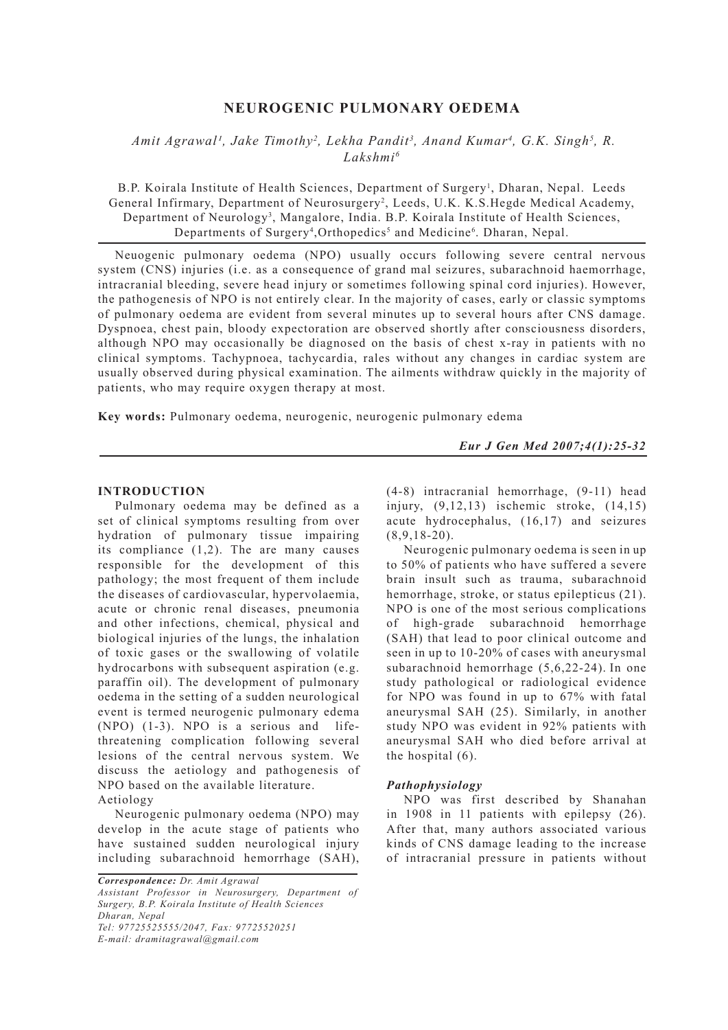# NEUROGENIC PULMONARY OEDEMA

*Amit Agrawal[1], Jake Timothy[2], Lekha Pandit[3], Anand Kumar[4], G.K. Singh[5], R. Lakshmi[6]*

B.P. Koirala Institute of Health Sciences, Department of Surgery[1], Dharan, Nepal. Leeds General Infirmary, Department of Neurosurgery[2], Leeds, U.K. K.S.Hegde Medical Academy, Department of Neurology[3], Mangalore, India. B.P. Koirala Institute of Health Sciences, Departments of Surgery[4],Orthopedics[5] and Medicine[6]. Dharan, Nepal.

Neuogenic pulmonary oedema (NPO) usually occurs following severe central nervous system (CNS) injuries (i.e. as a consequence of grand mal seizures, subarachnoid haemorrhage, intracranial bleeding, severe head injury or sometimes following spinal cord injuries). However, the pathogenesis of NPO is not entirely clear. In the majority of cases, early or classic symptoms of pulmonary oedema are evident from several minutes up to several hours after CNS damage. Dyspnoea, chest pain, bloody expectoration are observed shortly after consciousness disorders, although NPO may occasionally be diagnosed on the basis of chest x-ray in patients with no clinical symptoms. Tachypnoea, tachycardia, rales without any changes in cardiac system are usually observed during physical examination. The ailments withdraw quickly in the majority of patients, who may require oxygen therapy at most.

**Key words:** Pulmonary oedema, neurogenic, neurogenic pulmonary edema

## INTRODUCTION

Pulmonary oedema may be defined as a set of clinical symptoms resulting from over hydration of pulmonary tissue impairing its compliance (1,2). The are many causes responsible for the development of this pathology; the most frequent of them include the diseases of cardiovascular, hypervolaemia, acute or chronic renal diseases, pneumonia and other infections, chemical, physical and biological injuries of the lungs, the inhalation of toxic gases or the swallowing of volatile hydrocarbons with subsequent aspiration (e.g. paraffin oil). The development of pulmonary oedema in the setting of a sudden neurological event is termed neurogenic pulmonary edema (NPO) (1-3). NPO is a serious and life-threatening complication following several lesions of the central nervous system. We discuss the aetiology and pathogenesis of NPO based on the available literature.

Aetiology

Neurogenic pulmonary oedema (NPO) may develop in the acute stage of patients who have sustained sudden neurological injury including subarachnoid hemorrhage (SAH), (4-8) intracranial hemorrhage, (9-11) head injury, (9,12,13) ischemic stroke, (14,15) acute hydrocephalus, (16,17) and seizures (8,9,18-20).

Neurogenic pulmonary oedema is seen in up to 50% of patients who have suffered a severe brain insult such as trauma, subarachnoid hemorrhage, stroke, or status epilepticus (21). NPO is one of the most serious complications of high-grade subarachnoid hemorrhage (SAH) that lead to poor clinical outcome and seen in up to 10-20% of cases with aneurysmal subarachnoid hemorrhage (5,6,22-24). In one study pathological or radiological evidence for NPO was found in up to 67% with fatal aneurysmal SAH (25). Similarly, in another study NPO was evident in 92% patients with aneurysmal SAH who died before arrival at the hospital (6).

### *Pathophysiology*

NPO was first described by Shanahan in 1908 in 11 patients with epilepsy (26). After that, many authors associated various kinds of CNS damage leading to the increase of intracranial pressure in patients without

*Correspondence: Dr. Amit Agrawal*
*Assistant Professor in Neurosurgery, Department of Surgery, B.P. Koirala Institute of Health Sciences Dharan, Nepal*
*Tel: 97725525555/2047, Fax: 97725520251*
*E-mail: dramitagrawal@gmail.com*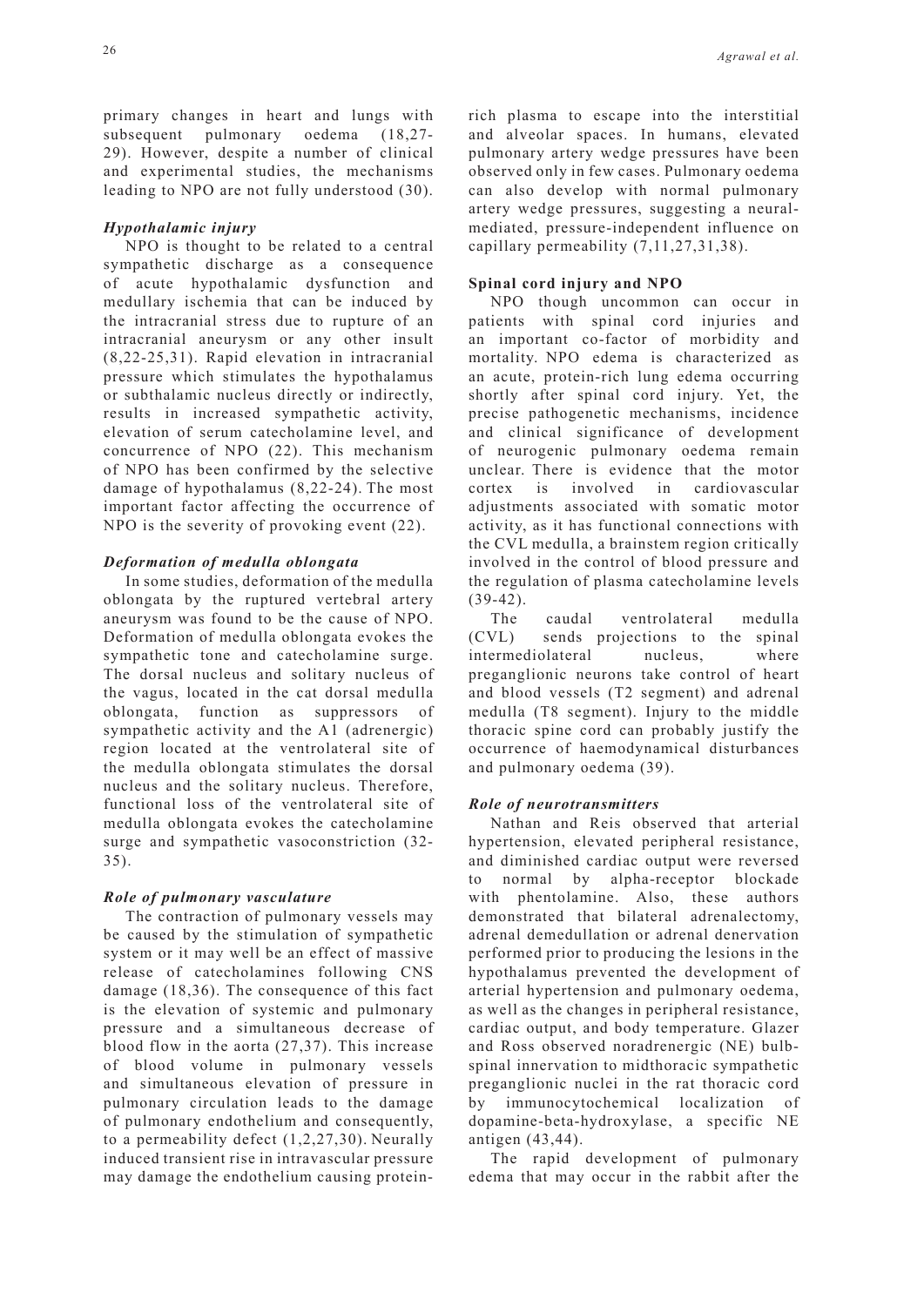primary changes in heart and lungs with subsequent pulmonary oedema (18,27-29). However, despite a number of clinical and experimental studies, the mechanisms leading to NPO are not fully understood (30).

### *Hypothalamic injury*

NPO is thought to be related to a central sympathetic discharge as a consequence of acute hypothalamic dysfunction and medullary ischemia that can be induced by the intracranial stress due to rupture of an intracranial aneurysm or any other insult (8,22-25,31). Rapid elevation in intracranial pressure which stimulates the hypothalamus or subthalamic nucleus directly or indirectly, results in increased sympathetic activity, elevation of serum catecholamine level, and concurrence of NPO (22). This mechanism of NPO has been confirmed by the selective damage of hypothalamus (8,22-24). The most important factor affecting the occurrence of NPO is the severity of provoking event (22).

### *Deformation of medulla oblongata*

In some studies, deformation of the medulla oblongata by the ruptured vertebral artery aneurysm was found to be the cause of NPO. Deformation of medulla oblongata evokes the sympathetic tone and catecholamine surge. The dorsal nucleus and solitary nucleus of the vagus, located in the cat dorsal medulla oblongata, function as suppressors of sympathetic activity and the A1 (adrenergic) region located at the ventrolateral site of the medulla oblongata stimulates the dorsal nucleus and the solitary nucleus. Therefore, functional loss of the ventrolateral site of medulla oblongata evokes the catecholamine surge and sympathetic vasoconstriction (32-35).

### *Role of pulmonary vasculature*

The contraction of pulmonary vessels may be caused by the stimulation of sympathetic system or it may well be an effect of massive release of catecholamines following CNS damage (18,36). The consequence of this fact is the elevation of systemic and pulmonary pressure and a simultaneous decrease of blood flow in the aorta (27,37). This increase of blood volume in pulmonary vessels and simultaneous elevation of pressure in pulmonary circulation leads to the damage of pulmonary endothelium and consequently, to a permeability defect (1,2,27,30). Neurally induced transient rise in intravascular pressure may damage the endothelium causing protein-rich plasma to escape into the interstitial and alveolar spaces. In humans, elevated pulmonary artery wedge pressures have been observed only in few cases. Pulmonary oedema can also develop with normal pulmonary artery wedge pressures, suggesting a neural-mediated, pressure-independent influence on capillary permeability (7,11,27,31,38).

### **Spinal cord injury and NPO**

NPO though uncommon can occur in patients with spinal cord injuries and an important co-factor of morbidity and mortality. NPO edema is characterized as an acute, protein-rich lung edema occurring shortly after spinal cord injury. Yet, the precise pathogenetic mechanisms, incidence and clinical significance of development of neurogenic pulmonary oedema remain unclear. There is evidence that the motor cortex is involved in cardiovascular adjustments associated with somatic motor activity, as it has functional connections with the CVL medulla, a brainstem region critically involved in the control of blood pressure and the regulation of plasma catecholamine levels (39-42).

The caudal ventrolateral medulla (CVL) sends projections to the spinal intermediolateral nucleus, where preganglionic neurons take control of heart and blood vessels (T2 segment) and adrenal medulla (T8 segment). Injury to the middle thoracic spine cord can probably justify the occurrence of haemodynamical disturbances and pulmonary oedema (39).

### *Role of neurotransmitters*

Nathan and Reis observed that arterial hypertension, elevated peripheral resistance, and diminished cardiac output were reversed to normal by alpha-receptor blockade with phentolamine. Also, these authors demonstrated that bilateral adrenalectomy, adrenal demedullation or adrenal denervation performed prior to producing the lesions in the hypothalamus prevented the development of arterial hypertension and pulmonary oedema, as well as the changes in peripheral resistance, cardiac output, and body temperature. Glazer and Ross observed noradrenergic (NE) bulb-spinal innervation to midthoracic sympathetic preganglionic nuclei in the rat thoracic cord by immunocytochemical localization of dopamine-beta-hydroxylase, a specific NE antigen (43,44).

The rapid development of pulmonary edema that may occur in the rabbit after the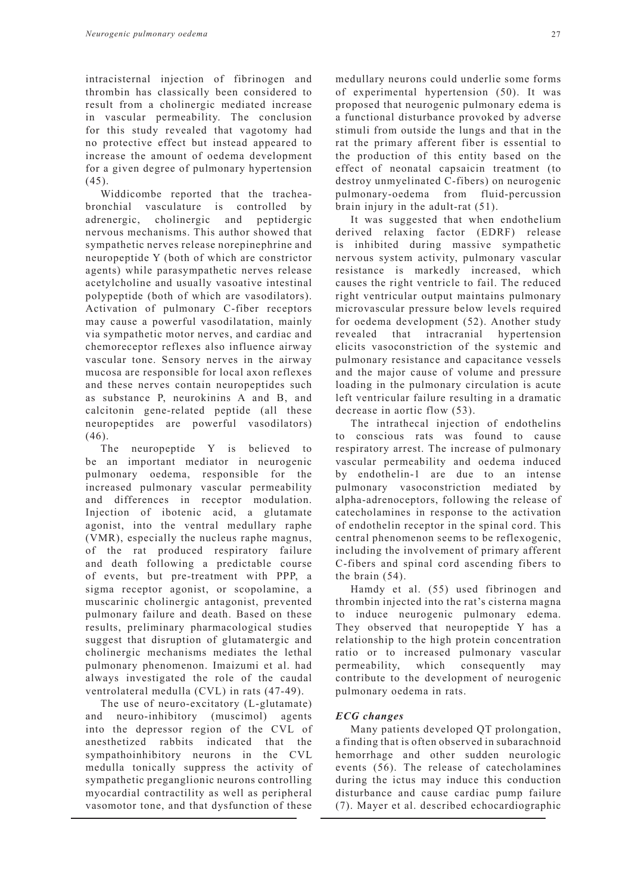intracisternal injection of fibrinogen and thrombin has classically been considered to result from a cholinergic mediated increase in vascular permeability. The conclusion for this study revealed that vagotomy had no protective effect but instead appeared to increase the amount of oedema development for a given degree of pulmonary hypertension (45).

Widdicombe reported that the trachea-bronchial vasculature is controlled by adrenergic, cholinergic and peptidergic nervous mechanisms. This author showed that sympathetic nerves release norepinephrine and neuropeptide Y (both of which are constrictor agents) while parasympathetic nerves release acetylcholine and usually vasoative intestinal polypeptide (both of which are vasodilators). Activation of pulmonary C-fiber receptors may cause a powerful vasodilatation, mainly via sympathetic motor nerves, and cardiac and chemoreceptor reflexes also influence airway vascular tone. Sensory nerves in the airway mucosa are responsible for local axon reflexes and these nerves contain neuropeptides such as substance P, neurokinins A and B, and calcitonin gene-related peptide (all these neuropeptides are powerful vasodilators) (46).

The neuropeptide Y is believed to be an important mediator in neurogenic pulmonary oedema, responsible for the increased pulmonary vascular permeability and differences in receptor modulation. Injection of ibotenic acid, a glutamate agonist, into the ventral medullary raphe (VMR), especially the nucleus raphe magnus, of the rat produced respiratory failure and death following a predictable course of events, but pre-treatment with PPP, a sigma receptor agonist, or scopolamine, a muscarinic cholinergic antagonist, prevented pulmonary failure and death. Based on these results, preliminary pharmacological studies suggest that disruption of glutamatergic and cholinergic mechanisms mediates the lethal pulmonary phenomenon. Imaizumi et al. had always investigated the role of the caudal ventrolateral medulla (CVL) in rats (47-49).

The use of neuro-excitatory (L-glutamate) and neuro-inhibitory (muscimol) agents into the depressor region of the CVL of anesthetized rabbits indicated that the sympathoinhibitory neurons in the CVL medulla tonically suppress the activity of sympathetic preganglionic neurons controlling myocardial contractility as well as peripheral vasomotor tone, and that dysfunction of these medullary neurons could underlie some forms of experimental hypertension (50). It was proposed that neurogenic pulmonary edema is a functional disturbance provoked by adverse stimuli from outside the lungs and that in the rat the primary afferent fiber is essential to the production of this entity based on the effect of neonatal capsaicin treatment (to destroy unmyelinated C-fibers) on neurogenic pulmonary-oedema from fluid-percussion brain injury in the adult-rat (51).

It was suggested that when endothelium derived relaxing factor (EDRF) release is inhibited during massive sympathetic nervous system activity, pulmonary vascular resistance is markedly increased, which causes the right ventricle to fail. The reduced right ventricular output maintains pulmonary microvascular pressure below levels required for oedema development (52). Another study revealed that intracranial hypertension elicits vasoconstriction of the systemic and pulmonary resistance and capacitance vessels and the major cause of volume and pressure loading in the pulmonary circulation is acute left ventricular failure resulting in a dramatic decrease in aortic flow (53).

The intrathecal injection of endothelins to conscious rats was found to cause respiratory arrest. The increase of pulmonary vascular permeability and oedema induced by endothelin-1 are due to an intense pulmonary vasoconstriction mediated by alpha-adrenoceptors, following the release of catecholamines in response to the activation of endothelin receptor in the spinal cord. This central phenomenon seems to be reflexogenic, including the involvement of primary afferent C-fibers and spinal cord ascending fibers to the brain (54).

Hamdy et al. (55) used fibrinogen and thrombin injected into the rat's cisterna magna to induce neurogenic pulmonary edema. They observed that neuropeptide Y has a relationship to the high protein concentration ratio or to increased pulmonary vascular permeability, which consequently may contribute to the development of neurogenic pulmonary oedema in rats.

***ECG changes***

Many patients developed QT prolongation, a finding that is often observed in subarachnoid hemorrhage and other sudden neurologic events (56). The release of catecholamines during the ictus may induce this conduction disturbance and cause cardiac pump failure (7). Mayer et al. described echocardiographic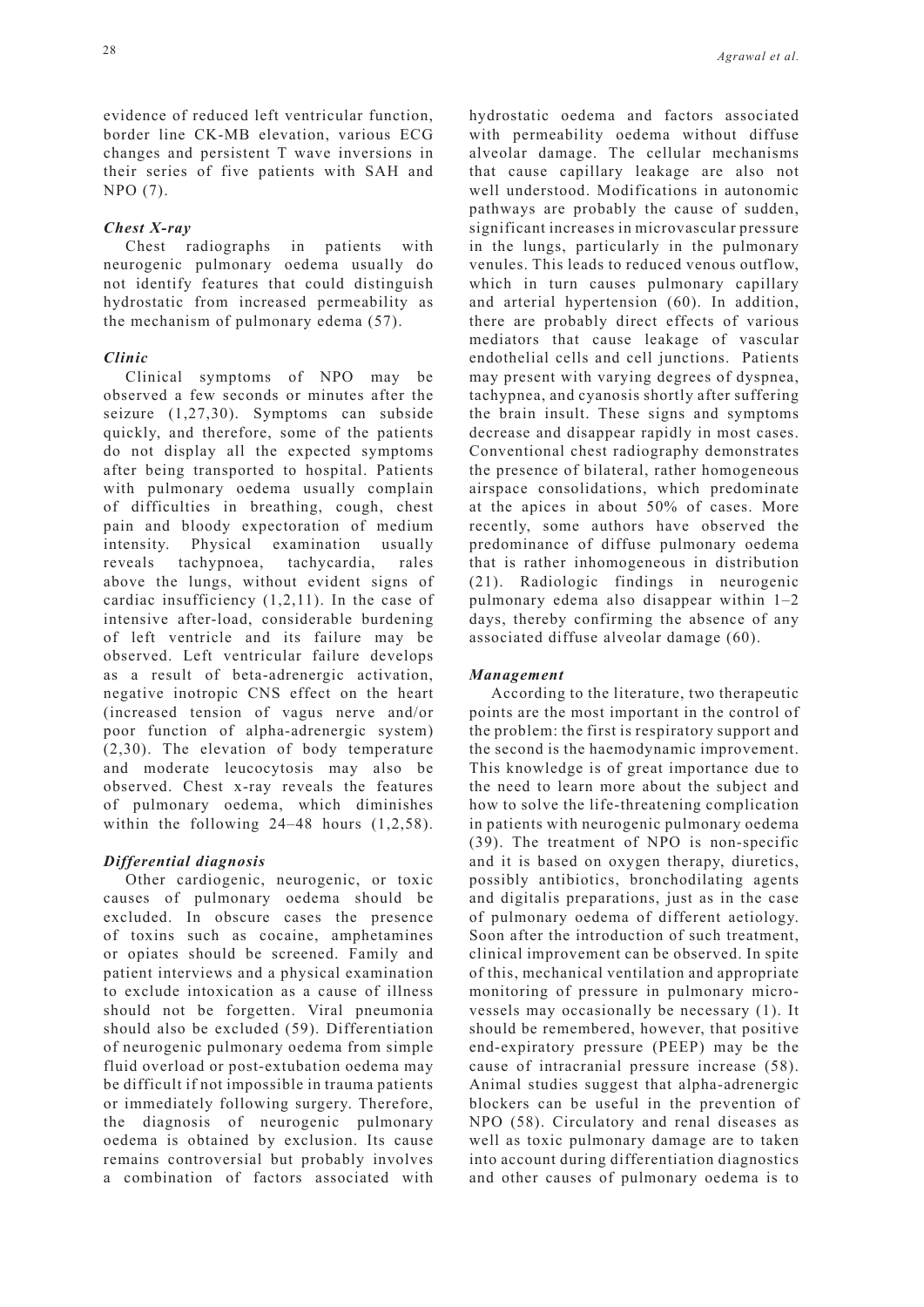evidence of reduced left ventricular function, border line CK-MB elevation, various ECG changes and persistent T wave inversions in their series of five patients with SAH and NPO (7).

### *Chest X-ray*

Chest radiographs in patients with neurogenic pulmonary oedema usually do not identify features that could distinguish hydrostatic from increased permeability as the mechanism of pulmonary edema (57).

### *Clinic*

Clinical symptoms of NPO may be observed a few seconds or minutes after the seizure (1,27,30). Symptoms can subside quickly, and therefore, some of the patients do not display all the expected symptoms after being transported to hospital. Patients with pulmonary oedema usually complain of difficulties in breathing, cough, chest pain and bloody expectoration of medium intensity. Physical examination usually reveals tachypnoea, tachycardia, rales above the lungs, without evident signs of cardiac insufficiency (1,2,11). In the case of intensive after-load, considerable burdening of left ventricle and its failure may be observed. Left ventricular failure develops as a result of beta-adrenergic activation, negative inotropic CNS effect on the heart (increased tension of vagus nerve and/or poor function of alpha-adrenergic system) (2,30). The elevation of body temperature and moderate leucocytosis may also be observed. Chest x-ray reveals the features of pulmonary oedema, which diminishes within the following 24–48 hours (1,2,58).

### *Differential diagnosis*

Other cardiogenic, neurogenic, or toxic causes of pulmonary oedema should be excluded. In obscure cases the presence of toxins such as cocaine, amphetamines or opiates should be screened. Family and patient interviews and a physical examination to exclude intoxication as a cause of illness should not be forgetten. Viral pneumonia should also be excluded (59). Differentiation of neurogenic pulmonary oedema from simple fluid overload or post-extubation oedema may be difficult if not impossible in trauma patients or immediately following surgery. Therefore, the diagnosis of neurogenic pulmonary oedema is obtained by exclusion. Its cause remains controversial but probably involves a combination of factors associated with hydrostatic oedema and factors associated with permeability oedema without diffuse alveolar damage. The cellular mechanisms that cause capillary leakage are also not well understood. Modifications in autonomic pathways are probably the cause of sudden, significant increases in microvascular pressure in the lungs, particularly in the pulmonary venules. This leads to reduced venous outflow, which in turn causes pulmonary capillary and arterial hypertension (60). In addition, there are probably direct effects of various mediators that cause leakage of vascular endothelial cells and cell junctions. Patients may present with varying degrees of dyspnea, tachypnea, and cyanosis shortly after suffering the brain insult. These signs and symptoms decrease and disappear rapidly in most cases. Conventional chest radiography demonstrates the presence of bilateral, rather homogeneous airspace consolidations, which predominate at the apices in about 50% of cases. More recently, some authors have observed the predominance of diffuse pulmonary oedema that is rather inhomogeneous in distribution (21). Radiologic findings in neurogenic pulmonary edema also disappear within 1–2 days, thereby confirming the absence of any associated diffuse alveolar damage (60).

### *Management*

According to the literature, two therapeutic points are the most important in the control of the problem: the first is respiratory support and the second is the haemodynamic improvement. This knowledge is of great importance due to the need to learn more about the subject and how to solve the life-threatening complication in patients with neurogenic pulmonary oedema (39). The treatment of NPO is non-specific and it is based on oxygen therapy, diuretics, possibly antibiotics, bronchodilating agents and digitalis preparations, just as in the case of pulmonary oedema of different aetiology. Soon after the introduction of such treatment, clinical improvement can be observed. In spite of this, mechanical ventilation and appropriate monitoring of pressure in pulmonary micro-vessels may occasionally be necessary (1). It should be remembered, however, that positive end-expiratory pressure (PEEP) may be the cause of intracranial pressure increase (58). Animal studies suggest that alpha-adrenergic blockers can be useful in the prevention of NPO (58). Circulatory and renal diseases as well as toxic pulmonary damage are to taken into account during differentiation diagnostics and other causes of pulmonary oedema is to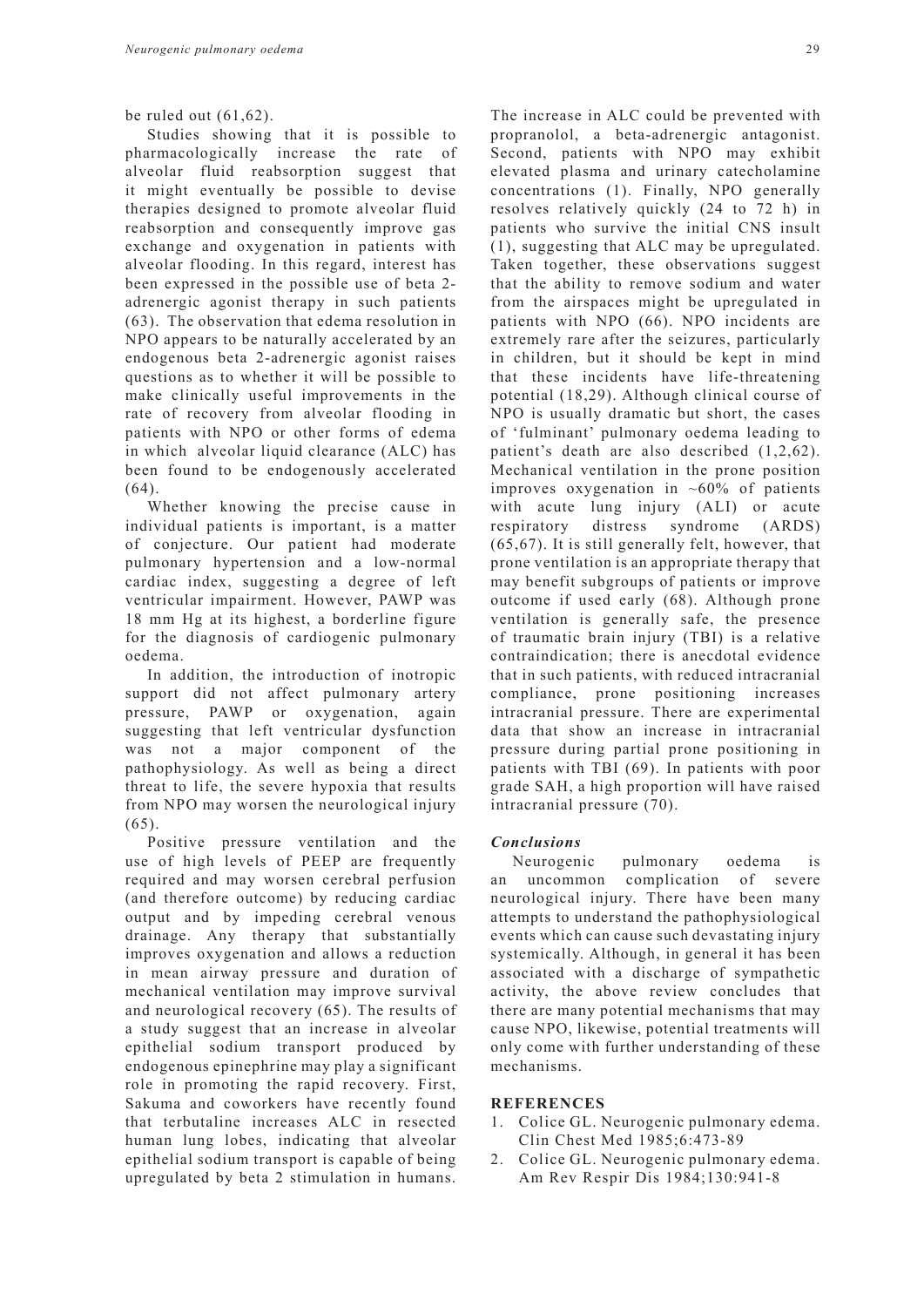be ruled out (61,62).

Studies showing that it is possible to pharmacologically increase the rate of alveolar fluid reabsorption suggest that it might eventually be possible to devise therapies designed to promote alveolar fluid reabsorption and consequently improve gas exchange and oxygenation in patients with alveolar flooding. In this regard, interest has been expressed in the possible use of beta 2-adrenergic agonist therapy in such patients (63). The observation that edema resolution in NPO appears to be naturally accelerated by an endogenous beta 2-adrenergic agonist raises questions as to whether it will be possible to make clinically useful improvements in the rate of recovery from alveolar flooding in patients with NPO or other forms of edema in which alveolar liquid clearance (ALC) has been found to be endogenously accelerated (64).

Whether knowing the precise cause in individual patients is important, is a matter of conjecture. Our patient had moderate pulmonary hypertension and a low-normal cardiac index, suggesting a degree of left ventricular impairment. However, PAWP was 18 mm Hg at its highest, a borderline figure for the diagnosis of cardiogenic pulmonary oedema.

In addition, the introduction of inotropic support did not affect pulmonary artery pressure, PAWP or oxygenation, again suggesting that left ventricular dysfunction was not a major component of the pathophysiology. As well as being a direct threat to life, the severe hypoxia that results from NPO may worsen the neurological injury (65).

Positive pressure ventilation and the use of high levels of PEEP are frequently required and may worsen cerebral perfusion (and therefore outcome) by reducing cardiac output and by impeding cerebral venous drainage. Any therapy that substantially improves oxygenation and allows a reduction in mean airway pressure and duration of mechanical ventilation may improve survival and neurological recovery (65). The results of a study suggest that an increase in alveolar epithelial sodium transport produced by endogenous epinephrine may play a significant role in promoting the rapid recovery. First, Sakuma and coworkers have recently found that terbutaline increases ALC in resected human lung lobes, indicating that alveolar epithelial sodium transport is capable of being upregulated by beta 2 stimulation in humans. The increase in ALC could be prevented with propranolol, a beta-adrenergic antagonist. Second, patients with NPO may exhibit elevated plasma and urinary catecholamine concentrations (1). Finally, NPO generally resolves relatively quickly (24 to 72 h) in patients who survive the initial CNS insult (1), suggesting that ALC may be upregulated. Taken together, these observations suggest that the ability to remove sodium and water from the airspaces might be upregulated in patients with NPO (66). NPO incidents are extremely rare after the seizures, particularly in children, but it should be kept in mind that these incidents have life-threatening potential (18,29). Although clinical course of NPO is usually dramatic but short, the cases of 'fulminant' pulmonary oedema leading to patient's death are also described (1,2,62). Mechanical ventilation in the prone position improves oxygenation in ~60% of patients with acute lung injury (ALI) or acute respiratory distress syndrome (ARDS) (65,67). It is still generally felt, however, that prone ventilation is an appropriate therapy that may benefit subgroups of patients or improve outcome if used early (68). Although prone ventilation is generally safe, the presence of traumatic brain injury (TBI) is a relative contraindication; there is anecdotal evidence that in such patients, with reduced intracranial compliance, prone positioning increases intracranial pressure. There are experimental data that show an increase in intracranial pressure during partial prone positioning in patients with TBI (69). In patients with poor grade SAH, a high proportion will have raised intracranial pressure (70).

### *Conclusions*

Neurogenic pulmonary oedema is an uncommon complication of severe neurological injury. There have been many attempts to understand the pathophysiological events which can cause such devastating injury systemically. Although, in general it has been associated with a discharge of sympathetic activity, the above review concludes that there are many potential mechanisms that may cause NPO, likewise, potential treatments will only come with further understanding of these mechanisms.

## REFERENCES

1. Colice GL. Neurogenic pulmonary edema. Clin Chest Med 1985;6:473-89
2. Colice GL. Neurogenic pulmonary edema. Am Rev Respir Dis 1984;130:941-8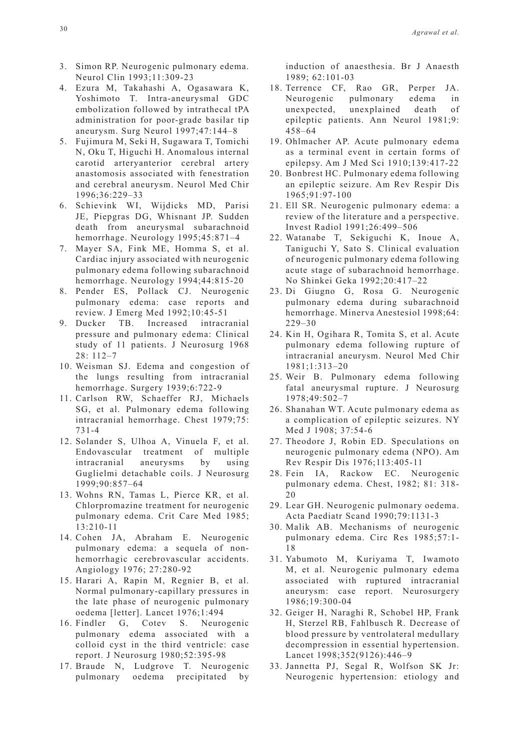3. Simon RP. Neurogenic pulmonary edema. Neurol Clin 1993;11:309-23
4. Ezura M, Takahashi A, Ogasawara K, Yoshimoto T. Intra-aneurysmal GDC embolization followed by intrathecal tPA administration for poor-grade basilar tip aneurysm. Surg Neurol 1997;47:144–8
5. Fujimura M, Seki H, Sugawara T, Tomichi N, Oku T, Higuchi H. Anomalous internal carotid arteryanterior cerebral artery anastomosis associated with fenestration and cerebral aneurysm. Neurol Med Chir 1996;36:229–33
6. Schievink WI, Wijdicks MD, Parisi JE, Piepgras DG, Whisnant JP. Sudden death from aneurysmal subarachnoid hemorrhage. Neurology 1995;45:871–4
7. Mayer SA, Fink ME, Homma S, et al. Cardiac injury associated with neurogenic pulmonary edema following subarachnoid hemorrhage. Neurology 1994;44:815-20
8. Pender ES, Pollack CJ. Neurogenic pulmonary edema: case reports and review. J Emerg Med 1992;10:45-51
9. Ducker TB. Increased intracranial pressure and pulmonary edema: Clinical study of 11 patients. J Neurosurg 1968 28: 112–7
10. Weisman SJ. Edema and congestion of the lungs resulting from intracranial hemorrhage. Surgery 1939;6:722-9
11. Carlson RW, Schaeffer RJ, Michaels SG, et al. Pulmonary edema following intracranial hemorrhage. Chest 1979;75: 731-4
12. Solander S, Ulhoa A, Vinuela F, et al. Endovascular treatment of multiple intracranial aneurysms by using Guglielmi detachable coils. J Neurosurg 1999;90:857–64
13. Wohns RN, Tamas L, Pierce KR, et al. Chlorpromazine treatment for neurogenic pulmonary edema. Crit Care Med 1985; 13:210-11
14. Cohen JA, Abraham E. Neurogenic pulmonary edema: a sequela of non-hemorrhagic cerebrovascular accidents. Angiology 1976; 27:280-92
15. Harari A, Rapin M, Regnier B, et al. Normal pulmonary-capillary pressures in the late phase of neurogenic pulmonary oedema [letter]. Lancet 1976;1:494
16. Findler G, Cotev S. Neurogenic pulmonary edema associated with a colloid cyst in the third ventricle: case report. J Neurosurg 1980;52:395-98
17. Braude N, Ludgrove T. Neurogenic pulmonary oedema precipitated by induction of anaesthesia. Br J Anaesth 1989; 62:101-03
18. Terrence CF, Rao GR, Perper JA. Neurogenic pulmonary edema in unexpected, unexplained death of epileptic patients. Ann Neurol 1981;9: 458–64
19. Ohlmacher AP. Acute pulmonary edema as a terminal event in certain forms of epilepsy. Am J Med Sci 1910;139:417-22
20. Bonbrest HC. Pulmonary edema following an epileptic seizure. Am Rev Respir Dis 1965;91:97-100
21. Ell SR. Neurogenic pulmonary edema: a review of the literature and a perspective. Invest Radiol 1991;26:499–506
22. Watanabe T, Sekiguchi K, Inoue A, Taniguchi Y, Sato S. Clinical evaluation of neurogenic pulmonary edema following acute stage of subarachnoid hemorrhage. No Shinkei Geka 1992;20:417–22
23. Di Giugno G, Rosa G. Neurogenic pulmonary edema during subarachnoid hemorrhage. Minerva Anestesiol 1998;64: 229–30
24. Kin H, Ogihara R, Tomita S, et al. Acute pulmonary edema following rupture of intracranial aneurysm. Neurol Med Chir 1981;1:313–20
25. Weir B. Pulmonary edema following fatal aneurysmal rupture. J Neurosurg 1978;49:502–7
26. Shanahan WT. Acute pulmonary edema as a complication of epileptic seizures. NY Med J 1908; 37:54-6
27. Theodore J, Robin ED. Speculations on neurogenic pulmonary edema (NPO). Am Rev Respir Dis 1976;113:405-11
28. Fein IA, Rackow EC. Neurogenic pulmonary edema. Chest, 1982; 81: 318-20
29. Lear GH. Neurogenic pulmonary oedema. Acta Paediatr Scand 1990;79:1131-3
30. Malik AB. Mechanisms of neurogenic pulmonary edema. Circ Res 1985;57:1-18
31. Yabumoto M, Kuriyama T, Iwamoto M, et al. Neurogenic pulmonary edema associated with ruptured intracranial aneurysm: case report. Neurosurgery 1986;19:300-04
32. Geiger H, Naraghi R, Schobel HP, Frank H, Sterzel RB, Fahlbusch R. Decrease of blood pressure by ventrolateral medullary decompression in essential hypertension. Lancet 1998;352(9126):446–9
33. Jannetta PJ, Segal R, Wolfson SK Jr: Neurogenic hypertension: etiology and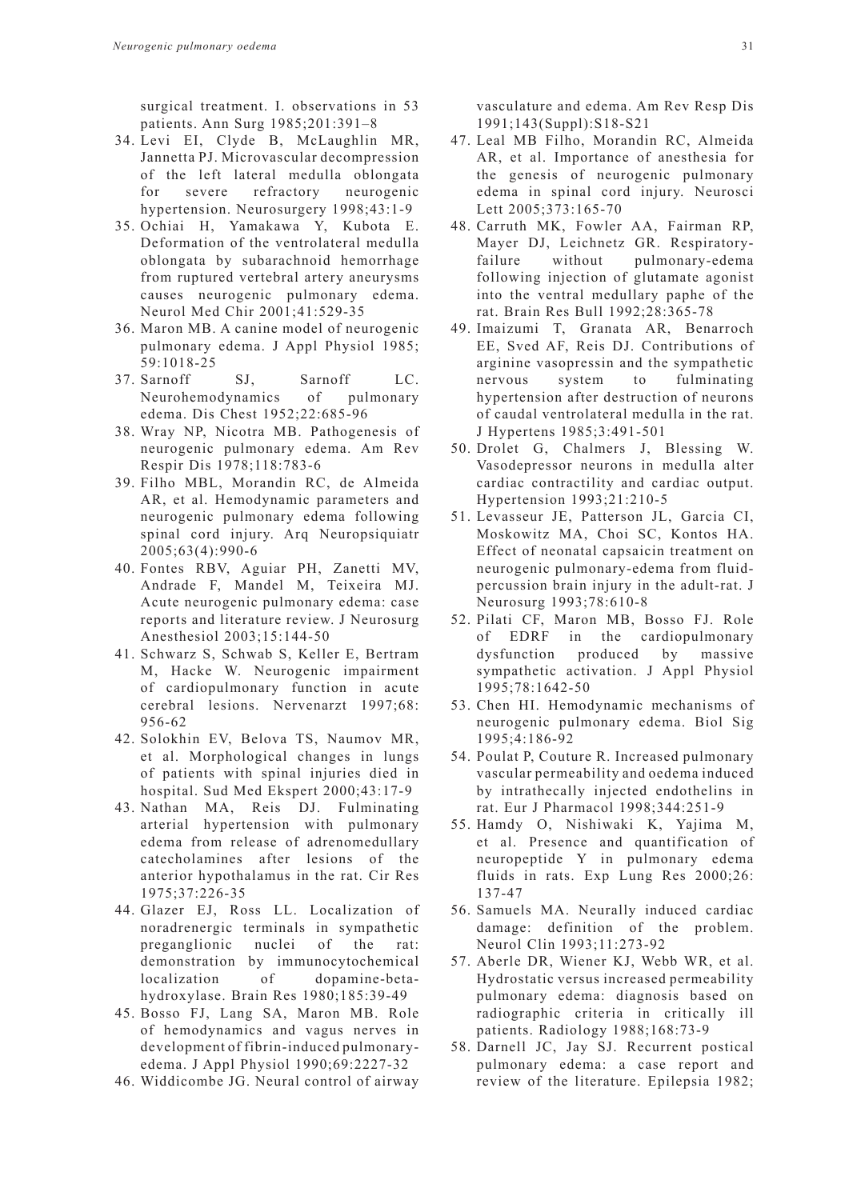surgical treatment. I. observations in 53 patients. Ann Surg 1985;201:391–8

34. Levi EI, Clyde B, McLaughlin MR, Jannetta PJ. Microvascular decompression of the left lateral medulla oblongata for severe refractory neurogenic hypertension. Neurosurgery 1998;43:1-9
35. Ochiai H, Yamakawa Y, Kubota E. Deformation of the ventrolateral medulla oblongata by subarachnoid hemorrhage from ruptured vertebral artery aneurysms causes neurogenic pulmonary edema. Neurol Med Chir 2001;41:529-35
36. Maron MB. A canine model of neurogenic pulmonary edema. J Appl Physiol 1985; 59:1018-25
37. Sarnoff SJ, Sarnoff LC. Neurohemodynamics of pulmonary edema. Dis Chest 1952;22:685-96
38. Wray NP, Nicotra MB. Pathogenesis of neurogenic pulmonary edema. Am Rev Respir Dis 1978;118:783-6
39. Filho MBL, Morandin RC, de Almeida AR, et al. Hemodynamic parameters and neurogenic pulmonary edema following spinal cord injury. Arq Neuropsiquiatr 2005;63(4):990-6
40. Fontes RBV, Aguiar PH, Zanetti MV, Andrade F, Mandel M, Teixeira MJ. Acute neurogenic pulmonary edema: case reports and literature review. J Neurosurg Anesthesiol 2003;15:144-50
41. Schwarz S, Schwab S, Keller E, Bertram M, Hacke W. Neurogenic impairment of cardiopulmonary function in acute cerebral lesions. Nervenarzt 1997;68: 956-62
42. Solokhin EV, Belova TS, Naumov MR, et al. Morphological changes in lungs of patients with spinal injuries died in hospital. Sud Med Ekspert 2000;43:17-9
43. Nathan MA, Reis DJ. Fulminating arterial hypertension with pulmonary edema from release of adrenomedullary catecholamines after lesions of the anterior hypothalamus in the rat. Cir Res 1975;37:226-35
44. Glazer EJ, Ross LL. Localization of noradrenergic terminals in sympathetic preganglionic nuclei of the rat: demonstration by immunocytochemical localization of dopamine-beta-hydroxylase. Brain Res 1980;185:39-49
45. Bosso FJ, Lang SA, Maron MB. Role of hemodynamics and vagus nerves in development of fibrin-induced pulmonary-edema. J Appl Physiol 1990;69:2227-32
46. Widdicombe JG. Neural control of airway vasculature and edema. Am Rev Resp Dis 1991;143(Suppl):S18-S21
47. Leal MB Filho, Morandin RC, Almeida AR, et al. Importance of anesthesia for the genesis of neurogenic pulmonary edema in spinal cord injury. Neurosci Lett 2005;373:165-70
48. Carruth MK, Fowler AA, Fairman RP, Mayer DJ, Leichnetz GR. Respiratory-failure without pulmonary-edema following injection of glutamate agonist into the ventral medullary paphe of the rat. Brain Res Bull 1992;28:365-78
49. Imaizumi T, Granata AR, Benarroch EE, Sved AF, Reis DJ. Contributions of arginine vasopressin and the sympathetic nervous system to fulminating hypertension after destruction of neurons of caudal ventrolateral medulla in the rat. J Hypertens 1985;3:491-501
50. Drolet G, Chalmers J, Blessing W. Vasodepressor neurons in medulla alter cardiac contractility and cardiac output. Hypertension 1993;21:210-5
51. Levasseur JE, Patterson JL, Garcia CI, Moskowitz MA, Choi SC, Kontos HA. Effect of neonatal capsaicin treatment on neurogenic pulmonary-edema from fluid-percussion brain injury in the adult-rat. J Neurosurg 1993;78:610-8
52. Pilati CF, Maron MB, Bosso FJ. Role of EDRF in the cardiopulmonary dysfunction produced by massive sympathetic activation. J Appl Physiol 1995;78:1642-50
53. Chen HI. Hemodynamic mechanisms of neurogenic pulmonary edema. Biol Sig 1995;4:186-92
54. Poulat P, Couture R. Increased pulmonary vascular permeability and oedema induced by intrathecally injected endothelins in rat. Eur J Pharmacol 1998;344:251-9
55. Hamdy O, Nishiwaki K, Yajima M, et al. Presence and quantification of neuropeptide Y in pulmonary edema fluids in rats. Exp Lung Res 2000;26: 137-47
56. Samuels MA. Neurally induced cardiac damage: definition of the problem. Neurol Clin 1993;11:273-92
57. Aberle DR, Wiener KJ, Webb WR, et al. Hydrostatic versus increased permeability pulmonary edema: diagnosis based on radiographic criteria in critically ill patients. Radiology 1988;168:73-9
58. Darnell JC, Jay SJ. Recurrent postical pulmonary edema: a case report and review of the literature. Epilepsia 1982;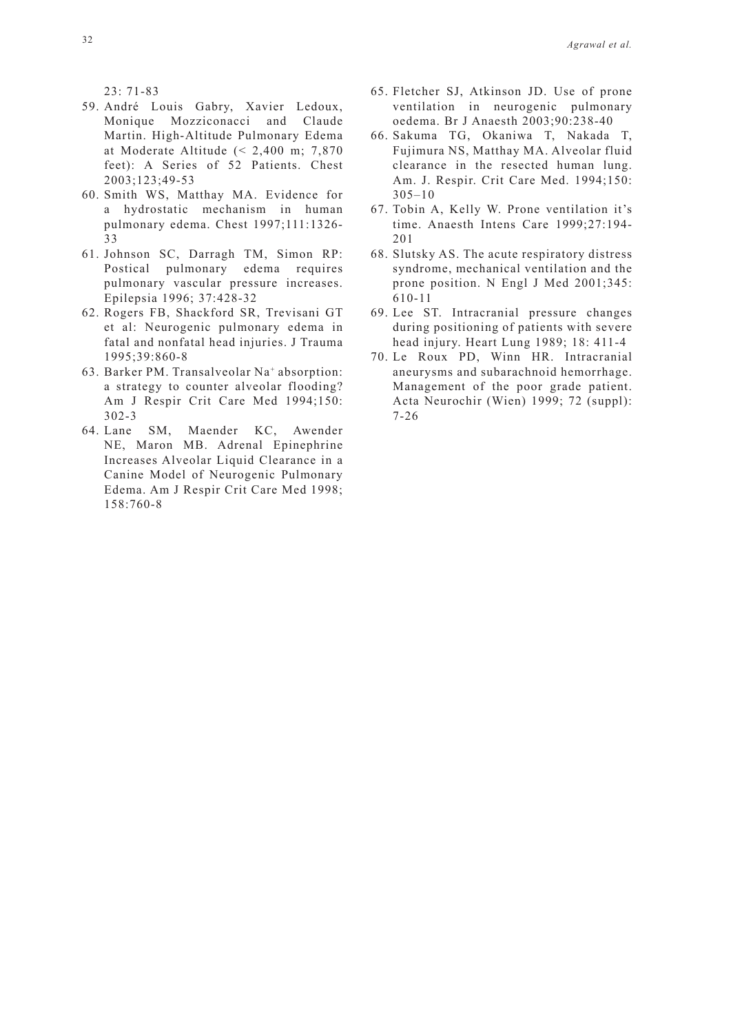23: 71-83

59. André Louis Gabry, Xavier Ledoux, Monique Mozziconacci and Claude Martin. High-Altitude Pulmonary Edema at Moderate Altitude (< 2,400 m; 7,870 feet): A Series of 52 Patients. Chest 2003;123;49-53
60. Smith WS, Matthay MA. Evidence for a hydrostatic mechanism in human pulmonary edema. Chest 1997;111:1326-33
61. Johnson SC, Darragh TM, Simon RP: Postical pulmonary edema requires pulmonary vascular pressure increases. Epilepsia 1996; 37:428-32
62. Rogers FB, Shackford SR, Trevisani GT et al: Neurogenic pulmonary edema in fatal and nonfatal head injuries. J Trauma 1995;39:860-8
63. Barker PM. Transalveolar $Na^+$ absorption: a strategy to counter alveolar flooding? Am J Respir Crit Care Med 1994;150: 302-3
64. Lane SM, Maender KC, Awender NE, Maron MB. Adrenal Epinephrine Increases Alveolar Liquid Clearance in a Canine Model of Neurogenic Pulmonary Edema. Am J Respir Crit Care Med 1998; 158:760-8
65. Fletcher SJ, Atkinson JD. Use of prone ventilation in neurogenic pulmonary oedema. Br J Anaesth 2003;90:238-40
66. Sakuma TG, Okaniwa T, Nakada T, Fujimura NS, Matthay MA. Alveolar fluid clearance in the resected human lung. Am. J. Respir. Crit Care Med. 1994;150: 305–10
67. Tobin A, Kelly W. Prone ventilation it's time. Anaesth Intens Care 1999;27:194-201
68. Slutsky AS. The acute respiratory distress syndrome, mechanical ventilation and the prone position. N Engl J Med 2001;345: 610-11
69. Lee ST. Intracranial pressure changes during positioning of patients with severe head injury. Heart Lung 1989; 18: 411-4
70. Le Roux PD, Winn HR. Intracranial aneurysms and subarachnoid hemorrhage. Management of the poor grade patient. Acta Neurochir (Wien) 1999; 72 (suppl): 7-26